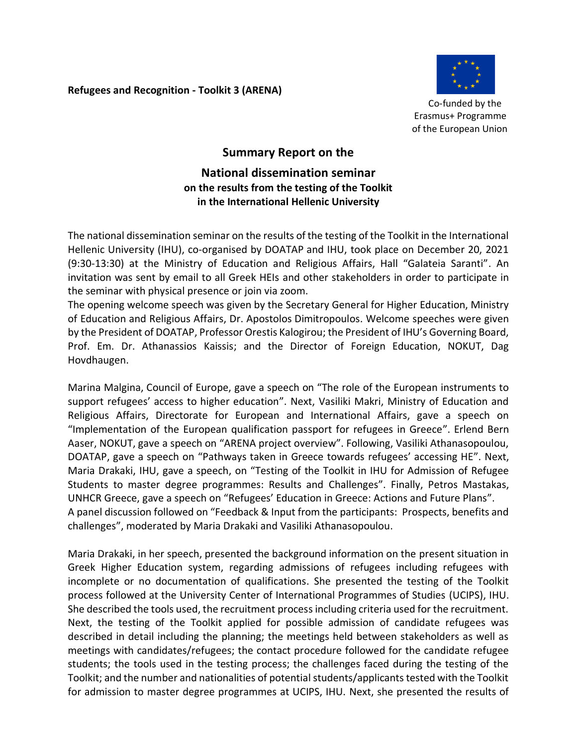**Refugees and Recognition - Toolkit 3 (ARENA)**

Co-funded by the Erasmus+ Programme of the European Union

## Summary Report on the

## National dissemination seminar

### on the results from the testing of the Toolkit in the International Hellenic University

The national dissemination seminar on the results of the testing of the Toolkit in the International Hellenic University (IHU), co-organised by DOATAP and IHU, took place on December 20, 2021 (9:30-13:30) at the Ministry of Education and Religious Affairs, Hall "Galateia Saranti". An invitation was sent by email to all Greek HEIs and other stakeholders in order to participate in the seminar with physical presence or join via zoom.

The opening welcome speech was given by the Secretary General for Higher Education, Ministry of Education and Religious Affairs, Dr. Apostolos Dimitropoulos. Welcome speeches were given by the President of DOATAP, Professor Orestis Kalogirou; the President of IHU's Governing Board, Prof. Em. Dr. Athanassios Kaissis; and the Director of Foreign Education, NOKUT, Dag Hovdhaugen.

Marina Malgina, Council of Europe, gave a speech on "The role of the European instruments to support refugees' access to higher education". Next, Vasiliki Makri, Ministry of Education and Religious Affairs, Directorate for European and International Affairs, gave a speech on "Implementation of the European qualification passport for refugees in Greece". Erlend Bern Aaser, NOKUT, gave a speech on "ARENA project overview". Following, Vasiliki Athanasopoulou, DOATAP, gave a speech on "Pathways taken in Greece towards refugees' accessing HE". Next, Maria Drakaki, IHU, gave a speech, on "Testing of the Toolkit in IHU for Admission of Refugee Students to master degree programmes: Results and Challenges". Finally, Petros Mastakas, UNHCR Greece, gave a speech on "Refugees' Education in Greece: Actions and Future Plans".

A panel discussion followed on "Feedback & Input from the participants: Prospects, benefits and challenges", moderated by Maria Drakaki and Vasiliki Athanasopoulou.

Maria Drakaki, in her speech, presented the background information on the present situation in Greek Higher Education system, regarding admissions of refugees including refugees with incomplete or no documentation of qualifications. She presented the testing of the Toolkit process followed at the University Center of International Programmes of Studies (UCIPS), IHU. She described the tools used, the recruitment process including criteria used for the recruitment. Next, the testing of the Toolkit applied for possible admission of candidate refugees was described in detail including the planning; the meetings held between stakeholders as well as meetings with candidates/refugees; the contact procedure followed for the candidate refugee students; the tools used in the testing process; the challenges faced during the testing of the Toolkit; and the number and nationalities of potential students/applicants tested with the Toolkit for admission to master degree programmes at UCIPS, IHU. Next, she presented the results of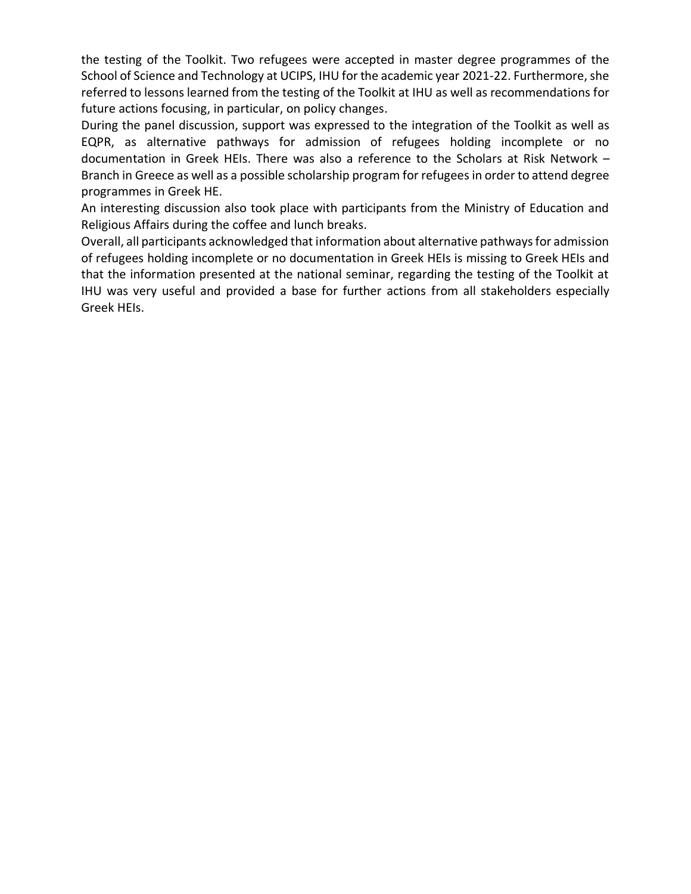the testing of the Toolkit. Two refugees were accepted in master degree programmes of the School of Science and Technology at UCIPS, IHU for the academic year 2021-22. Furthermore, she referred to lessons learned from the testing of the Toolkit at IHU as well as recommendations for future actions focusing, in particular, on policy changes.

During the panel discussion, support was expressed to the integration of the Toolkit as well as EQPR, as alternative pathways for admission of refugees holding incomplete or no documentation in Greek HEIs. There was also a reference to the Scholars at Risk Network – Branch in Greece as well as a possible scholarship program for refugees in order to attend degree programmes in Greek HE.

An interesting discussion also took place with participants from the Ministry of Education and Religious Affairs during the coffee and lunch breaks.

Overall, all participants acknowledged that information about alternative pathways for admission of refugees holding incomplete or no documentation in Greek HEIs is missing to Greek HEIs and that the information presented at the national seminar, regarding the testing of the Toolkit at IHU was very useful and provided a base for further actions from all stakeholders especially Greek HEIs.